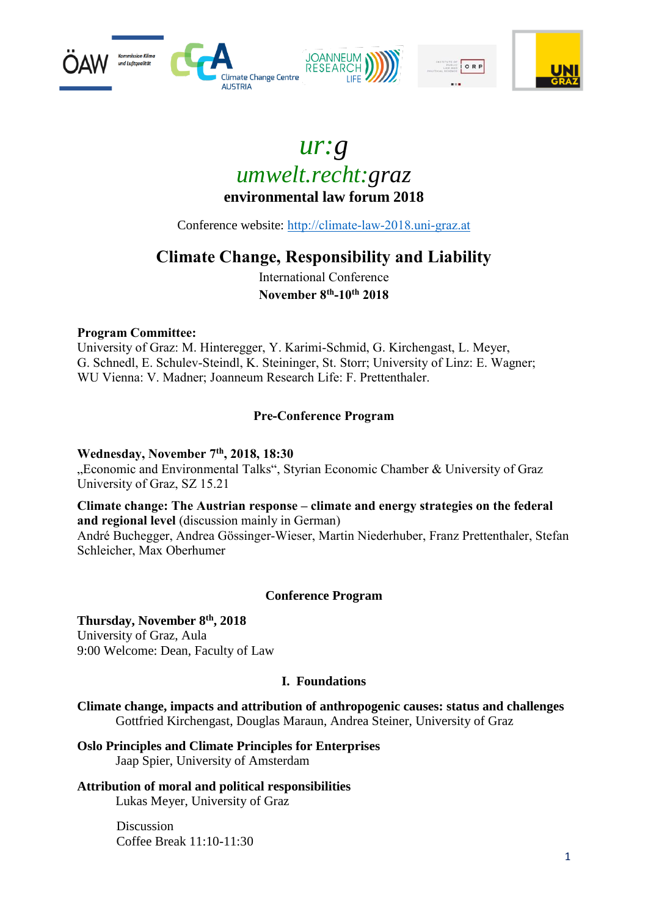# *ur:g*

# *umwelt.recht:graz*

**environmental law forum 2018**

Conference website: [http://climate-law-2018.uni-graz.at](http://climate-law-2018.uni-graz.at)

## Climate Change, Responsibility and Liability

International Conference

**November 8th-10th 2018**

**Program Committee:**
University of Graz: M. Hinteregger, Y. Karimi-Schmid, G. Kirchengast, L. Meyer, G. Schnedl, E. Schulev-Steindl, K. Steininger, St. Storr; University of Linz: E. Wagner; WU Vienna: V. Madner; Joanneum Research Life: F. Prettenthaler.

### Pre-Conference Program

**Wednesday, November 7th, 2018, 18:30**
„Economic and Environmental Talks", Styrian Economic Chamber & University of Graz
University of Graz, SZ 15.21

**Climate change: The Austrian response – climate and energy strategies on the federal and regional level** (discussion mainly in German)
André Buchegger, Andrea Gössinger-Wieser, Martin Niederhuber, Franz Prettenthaler, Stefan Schleicher, Max Oberhumer

### Conference Program

**Thursday, November 8th, 2018**
University of Graz, Aula
9:00 Welcome: Dean, Faculty of Law

#### I. Foundations

**Climate change, impacts and attribution of anthropogenic causes: status and challenges**
Gottfried Kirchengast, Douglas Maraun, Andrea Steiner, University of Graz

**Oslo Principles and Climate Principles for Enterprises**
Jaap Spier, University of Amsterdam

**Attribution of moral and political responsibilities**
Lukas Meyer, University of Graz

Discussion
Coffee Break 11:10-11:30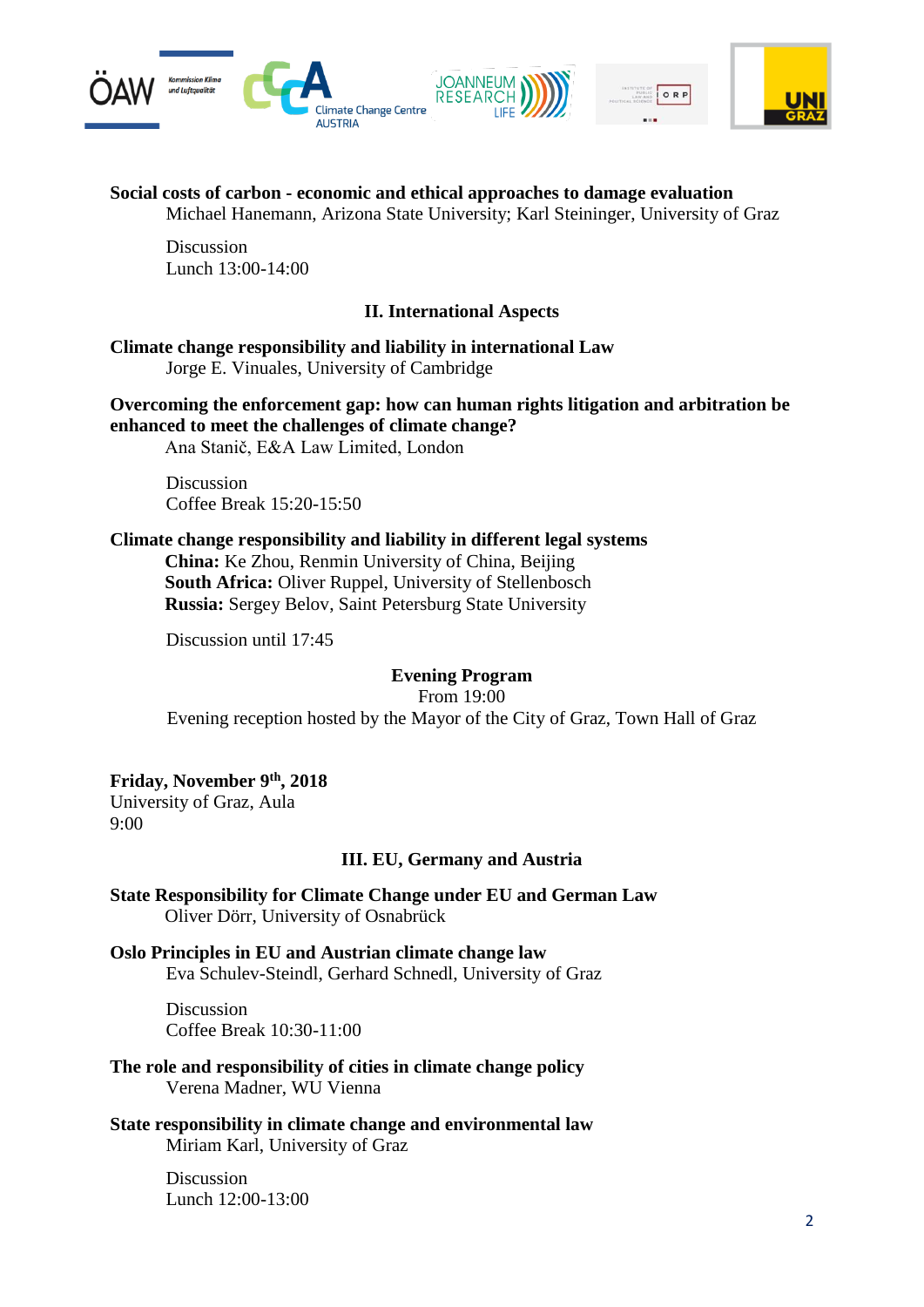**Social costs of carbon - economic and ethical approaches to damage evaluation**
Michael Hanemann, Arizona State University; Karl Steininger, University of Graz

Discussion
Lunch 13:00-14:00

## II. International Aspects

**Climate change responsibility and liability in international Law**
Jorge E. Vinuales, University of Cambridge

**Overcoming the enforcement gap: how can human rights litigation and arbitration be enhanced to meet the challenges of climate change?**
Ana Stanič, E&A Law Limited, London

Discussion
Coffee Break 15:20-15:50

**Climate change responsibility and liability in different legal systems**
**China:** Ke Zhou, Renmin University of China, Beijing
**South Africa:** Oliver Ruppel, University of Stellenbosch
**Russia:** Sergey Belov, Saint Petersburg State University

Discussion until 17:45

## Evening Program

From 19:00
Evening reception hosted by the Mayor of the City of Graz, Town Hall of Graz

**Friday, November 9th, 2018**
University of Graz, Aula
9:00

## III. EU, Germany and Austria

**State Responsibility for Climate Change under EU and German Law**
Oliver Dörr, University of Osnabrück

**Oslo Principles in EU and Austrian climate change law**
Eva Schulev-Steindl, Gerhard Schnedl, University of Graz

Discussion
Coffee Break 10:30-11:00

**The role and responsibility of cities in climate change policy**
Verena Madner, WU Vienna

**State responsibility in climate change and environmental law**
Miriam Karl, University of Graz

Discussion
Lunch 12:00-13:00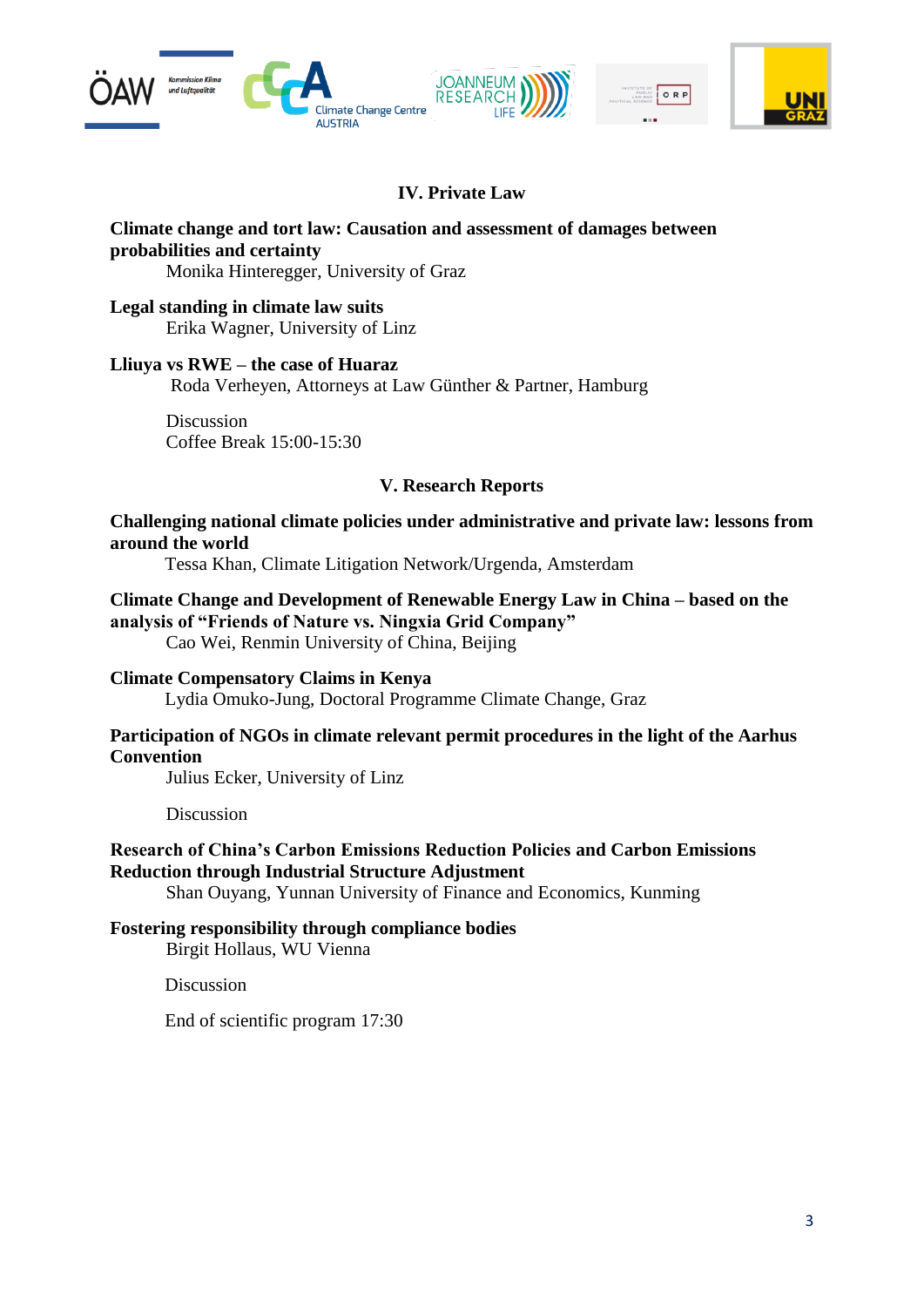## IV. Private Law

**Climate change and tort law: Causation and assessment of damages between probabilities and certainty**
Monika Hinteregger, University of Graz

**Legal standing in climate law suits**
Erika Wagner, University of Linz

**Lliuya vs RWE – the case of Huaraz**
Roda Verheyen, Attorneys at Law Günther & Partner, Hamburg

Discussion
Coffee Break 15:00-15:30

## V. Research Reports

**Challenging national climate policies under administrative and private law: lessons from around the world**
Tessa Khan, Climate Litigation Network/Urgenda, Amsterdam

**Climate Change and Development of Renewable Energy Law in China – based on the analysis of "Friends of Nature vs. Ningxia Grid Company"**
Cao Wei, Renmin University of China, Beijing

**Climate Compensatory Claims in Kenya**
Lydia Omuko-Jung, Doctoral Programme Climate Change, Graz

**Participation of NGOs in climate relevant permit procedures in the light of the Aarhus Convention**
Julius Ecker, University of Linz

Discussion

**Research of China's Carbon Emissions Reduction Policies and Carbon Emissions Reduction through Industrial Structure Adjustment**
Shan Ouyang, Yunnan University of Finance and Economics, Kunming

**Fostering responsibility through compliance bodies**
Birgit Hollaus, WU Vienna

Discussion

End of scientific program 17:30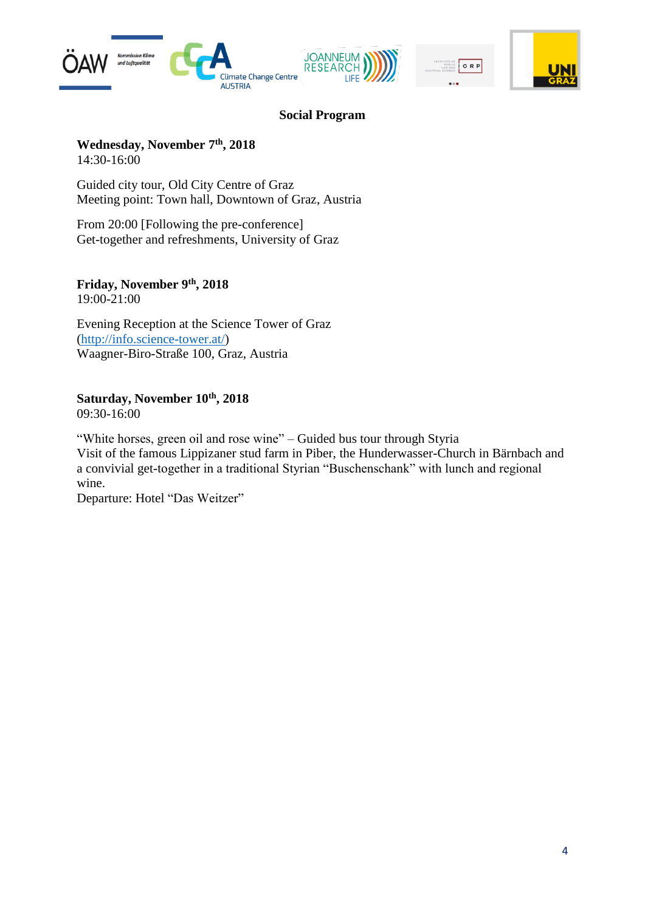## Social Program

**Wednesday, November 7th, 2018**
14:30-16:00

Guided city tour, Old City Centre of Graz
Meeting point: Town hall, Downtown of Graz, Austria

From 20:00 [Following the pre-conference]
Get-together and refreshments, University of Graz

**Friday, November 9th, 2018**
19:00-21:00

Evening Reception at the Science Tower of Graz
(http://info.science-tower.at/)
Waagner-Biro-Straße 100, Graz, Austria

**Saturday, November 10th, 2018**
09:30-16:00

“White horses, green oil and rose wine” – Guided bus tour through Styria
Visit of the famous Lippizaner stud farm in Piber, the Hunderwasser-Church in Bärnbach and a convivial get-together in a traditional Styrian “Buschenschank” with lunch and regional wine.
Departure: Hotel “Das Weitzer”